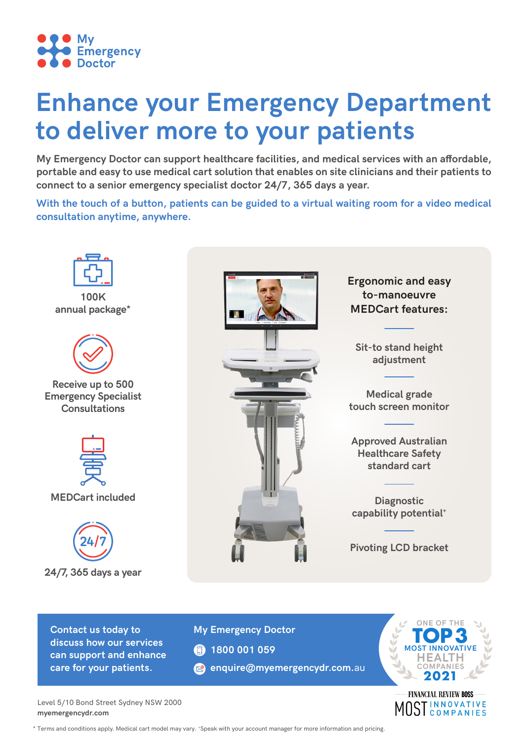My Emergency Doctor

# Enhance your Emergency Department to deliver more to your patients

**My Emergency Doctor can support healthcare facilities, and medical services with an affordable, portable and easy to use medical cart solution that enables on site clinicians and their patients to connect to a senior emergency specialist doctor 24/7, 365 days a year.**

**With the touch of a button, patients can be guided to a virtual waiting room for a video medical consultation anytime, anywhere.**

100K annual package*

Receive up to 500 Emergency Specialist Consultations

MEDCart included

24/7, 365 days a year

## Ergonomic and easy to-manoeuvre MEDCart features:

- Sit-to stand height adjustment
- Medical grade touch screen monitor
- Approved Australian Healthcare Safety standard cart
- Diagnostic capability potential⁺
- Pivoting LCD bracket

**Contact us today to discuss how our services can support and enhance care for your patients.**

**My Emergency Doctor**

1800 001 059

enquire@myemergencydr.com.au

ONE OF THE TOP 3 MOST INNOVATIVE HEALTH COMPANIES 2021

FINANCIAL REVIEW BOSS MOST INNOVATIVE COMPANIES

Level 5/10 Bond Street Sydney NSW 2000
**myemergencydr.com**

* Terms and conditions apply. Medical cart model may vary. ⁺Speak with your account manager for more information and pricing.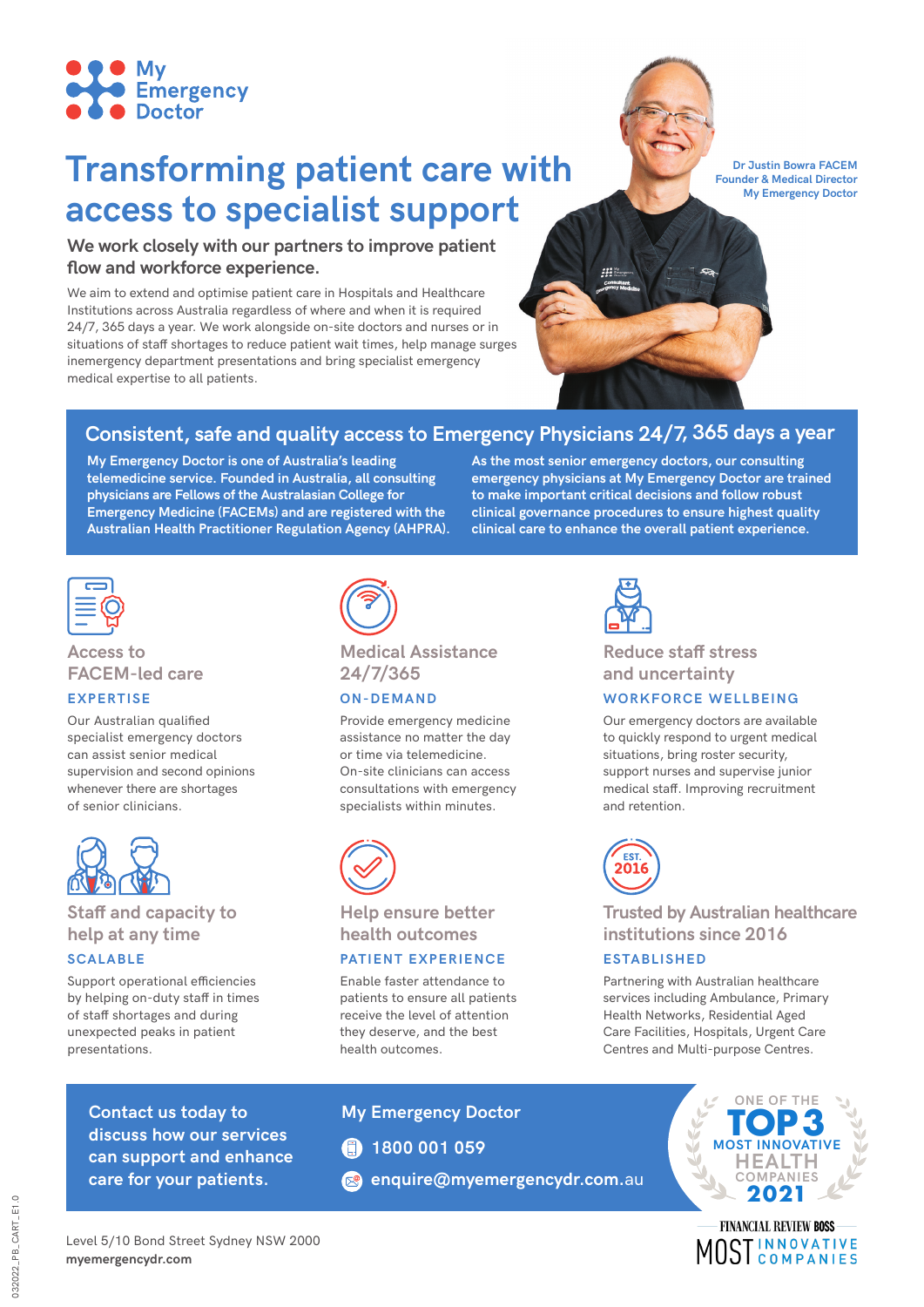My Emergency Doctor

# Transforming patient care with access to specialist support

Dr Justin Bowra FACEM
Founder & Medical Director
My Emergency Doctor

### We work closely with our partners to improve patient flow and workforce experience.

We aim to extend and optimise patient care in Hospitals and Healthcare Institutions across Australia regardless of where and when it is required 24/7, 365 days a year. We work alongside on-site doctors and nurses or in situations of staff shortages to reduce patient wait times, help manage surges inemergency department presentations and bring specialist emergency medical expertise to all patients.

## Consistent, safe and quality access to Emergency Physicians 24/7, 365 days a year

**My Emergency Doctor is one of Australia's leading telemedicine service. Founded in Australia, all consulting physicians are Fellows of the Australasian College for Emergency Medicine (FACEMs) and are registered with the Australian Health Practitioner Regulation Agency (AHPRA).**

**As the most senior emergency doctors, our consulting emergency physicians at My Emergency Doctor are trained to make important critical decisions and follow robust clinical governance procedures to ensure highest quality clinical care to enhance the overall patient experience.**

### Access to FACEM-led care

**EXPERTISE**

Our Australian qualified specialist emergency doctors can assist senior medical supervision and second opinions whenever there are shortages of senior clinicians.

### Medical Assistance 24/7/365

**ON-DEMAND**

Provide emergency medicine assistance no matter the day or time via telemedicine. On-site clinicians can access consultations with emergency specialists within minutes.

### Reduce staff stress and uncertainty

**WORKFORCE WELLBEING**

Our emergency doctors are available to quickly respond to urgent medical situations, bring roster security, support nurses and supervise junior medical staff. Improving recruitment and retention.

### Staff and capacity to help at any time

**SCALABLE**

Support operational efficiencies by helping on-duty staff in times of staff shortages and during unexpected peaks in patient presentations.

### Help ensure better health outcomes

**PATIENT EXPERIENCE**

Enable faster attendance to patients to ensure all patients receive the level of attention they deserve, and the best health outcomes.

EST. 2016

### Trusted by Australian healthcare institutions since 2016

**ESTABLISHED**

Partnering with Australian healthcare services including Ambulance, Primary Health Networks, Residential Aged Care Facilities, Hospitals, Urgent Care Centres and Multi-purpose Centres.

**Contact us today to discuss how our services can support and enhance care for your patients.**

**My Emergency Doctor**

1800 001 059

enquire@myemergencydr.com.au

ONE OF THE TOP 3 MOST INNOVATIVE HEALTH COMPANIES 2021

FINANCIAL REVIEW BOSS MOST INNOVATIVE COMPANIES

Level 5/10 Bond Street Sydney NSW 2000
**myemergencydr.com**

032022_PB_CART_E1.0